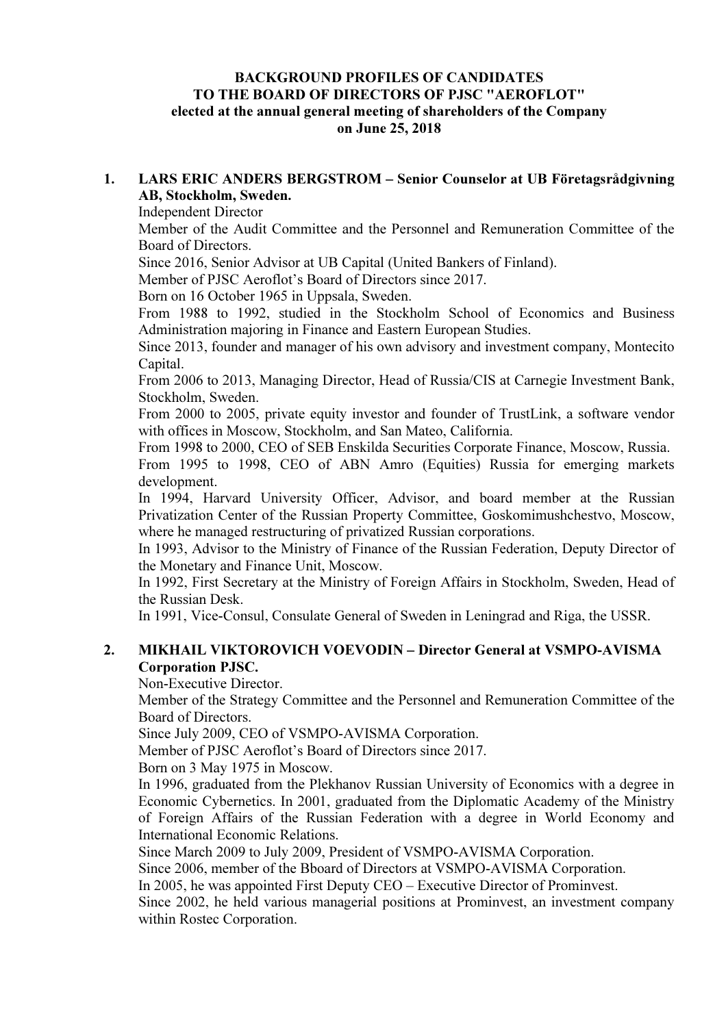**BACKGROUND PROFILES OF CANDIDATES**
**TO THE BOARD OF DIRECTORS OF PJSC "AEROFLOT"**
**elected at the annual general meeting of shareholders of the Company**
**on June 25, 2018**

1. **LARS ERIC ANDERS BERGSTROM – Senior Counselor at UB Företagsrådgivning AB, Stockholm, Sweden.**
   Independent Director
   Member of the Audit Committee and the Personnel and Remuneration Committee of the Board of Directors.
   Since 2016, Senior Advisor at UB Capital (United Bankers of Finland).
   Member of PJSC Aeroflot's Board of Directors since 2017.
   Born on 16 October 1965 in Uppsala, Sweden.
   From 1988 to 1992, studied in the Stockholm School of Economics and Business Administration majoring in Finance and Eastern European Studies.
   Since 2013, founder and manager of his own advisory and investment company, Montecito Capital.
   From 2006 to 2013, Managing Director, Head of Russia/CIS at Carnegie Investment Bank, Stockholm, Sweden.
   From 2000 to 2005, private equity investor and founder of TrustLink, a software vendor with offices in Moscow, Stockholm, and San Mateo, California.
   From 1998 to 2000, CEO of SEB Enskilda Securities Corporate Finance, Moscow, Russia.
   From 1995 to 1998, CEO of ABN Amro (Equities) Russia for emerging markets development.
   In 1994, Harvard University Officer, Advisor, and board member at the Russian Privatization Center of the Russian Property Committee, Goskomimushchestvo, Moscow, where he managed restructuring of privatized Russian corporations.
   In 1993, Advisor to the Ministry of Finance of the Russian Federation, Deputy Director of the Monetary and Finance Unit, Moscow.
   In 1992, First Secretary at the Ministry of Foreign Affairs in Stockholm, Sweden, Head of the Russian Desk.
   In 1991, Vice-Consul, Consulate General of Sweden in Leningrad and Riga, the USSR.

2. **MIKHAIL VIKTOROVICH VOEVODIN – Director General at VSMPO-AVISMA Corporation PJSC.**
   Non-Executive Director.
   Member of the Strategy Committee and the Personnel and Remuneration Committee of the Board of Directors.
   Since July 2009, CEO of VSMPO-AVISMA Corporation.
   Member of PJSC Aeroflot's Board of Directors since 2017.
   Born on 3 May 1975 in Moscow.
   In 1996, graduated from the Plekhanov Russian University of Economics with a degree in Economic Cybernetics. In 2001, graduated from the Diplomatic Academy of the Ministry of Foreign Affairs of the Russian Federation with a degree in World Economy and International Economic Relations.
   Since March 2009 to July 2009, President of VSMPO-AVISMA Corporation.
   Since 2006, member of the Bboard of Directors at VSMPO-AVISMA Corporation.
   In 2005, he was appointed First Deputy CEO – Executive Director of Prominvest.
   Since 2002, he held various managerial positions at Prominvest, an investment company within Rostec Corporation.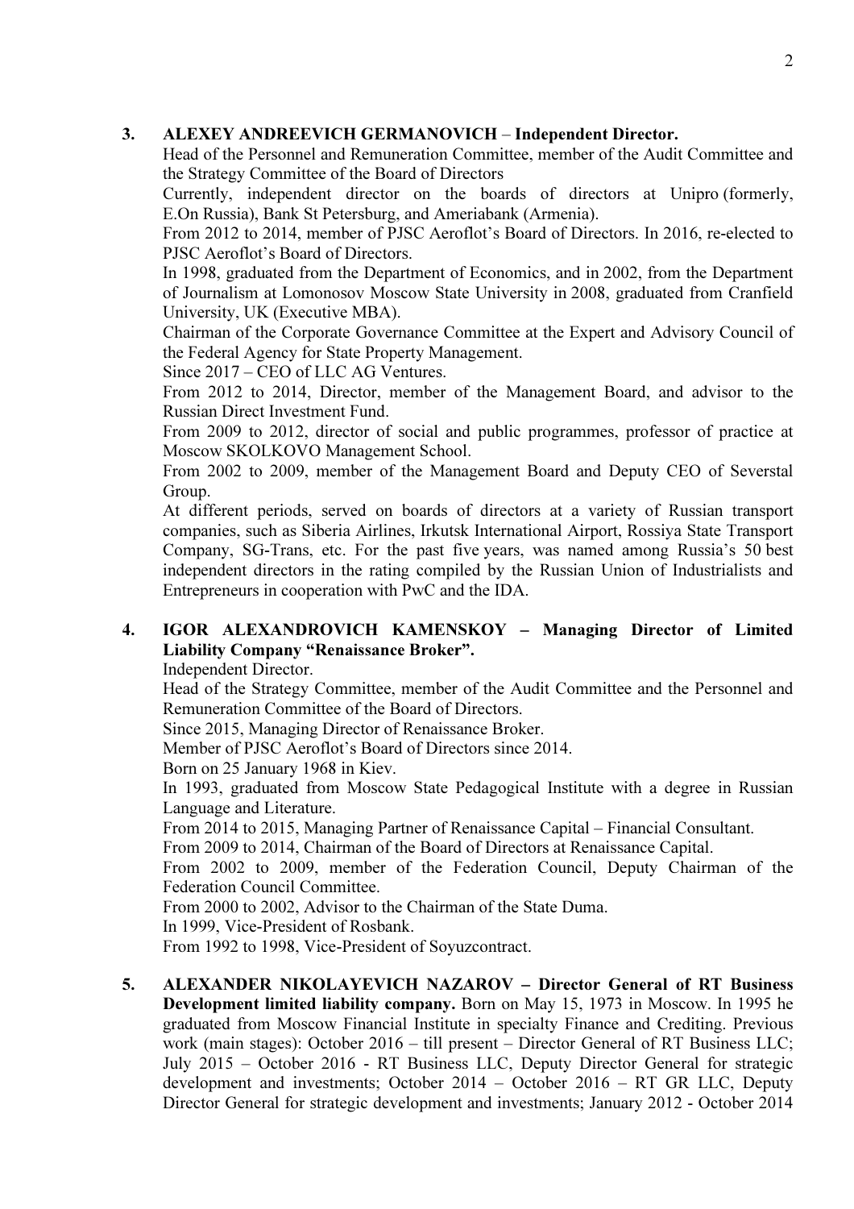3. **ALEXEY ANDREEVICH GERMANOVICH – Independent Director.**
   Head of the Personnel and Remuneration Committee, member of the Audit Committee and the Strategy Committee of the Board of Directors
   Currently, independent director on the boards of directors at Unipro (formerly, E.On Russia), Bank St Petersburg, and Ameriabank (Armenia).
   From 2012 to 2014, member of PJSC Aeroflot's Board of Directors. In 2016, re-elected to PJSC Aeroflot's Board of Directors.
   In 1998, graduated from the Department of Economics, and in 2002, from the Department of Journalism at Lomonosov Moscow State University in 2008, graduated from Cranfield University, UK (Executive MBA).
   Chairman of the Corporate Governance Committee at the Expert and Advisory Council of the Federal Agency for State Property Management.
   Since 2017 – CEO of LLC AG Ventures.
   From 2012 to 2014, Director, member of the Management Board, and advisor to the Russian Direct Investment Fund.
   From 2009 to 2012, director of social and public programmes, professor of practice at Moscow SKOLKOVO Management School.
   From 2002 to 2009, member of the Management Board and Deputy CEO of Severstal Group.
   At different periods, served on boards of directors at a variety of Russian transport companies, such as Siberia Airlines, Irkutsk International Airport, Rossiya State Transport Company, SG-Trans, etc. For the past five years, was named among Russia's 50 best independent directors in the rating compiled by the Russian Union of Industrialists and Entrepreneurs in cooperation with PwC and the IDA.

4. **IGOR ALEXANDROVICH KAMENSKOY – Managing Director of Limited Liability Company "Renaissance Broker".**
   Independent Director.
   Head of the Strategy Committee, member of the Audit Committee and the Personnel and Remuneration Committee of the Board of Directors.
   Since 2015, Managing Director of Renaissance Broker.
   Member of PJSC Aeroflot's Board of Directors since 2014.
   Born on 25 January 1968 in Kiev.
   In 1993, graduated from Moscow State Pedagogical Institute with a degree in Russian Language and Literature.
   From 2014 to 2015, Managing Partner of Renaissance Capital – Financial Consultant.
   From 2009 to 2014, Chairman of the Board of Directors at Renaissance Capital.
   From 2002 to 2009, member of the Federation Council, Deputy Chairman of the Federation Council Committee.
   From 2000 to 2002, Advisor to the Chairman of the State Duma.
   In 1999, Vice-President of Rosbank.
   From 1992 to 1998, Vice-President of Soyuzcontract.

5. **ALEXANDER NIKOLAYEVICH NAZAROV – Director General of RT Business Development limited liability company.** Born on May 15, 1973 in Moscow. In 1995 he graduated from Moscow Financial Institute in specialty Finance and Crediting. Previous work (main stages): October 2016 – till present – Director General of RT Business LLC; July 2015 – October 2016 - RT Business LLC, Deputy Director General for strategic development and investments; October 2014 – October 2016 – RT GR LLC, Deputy Director General for strategic development and investments; January 2012 - October 2014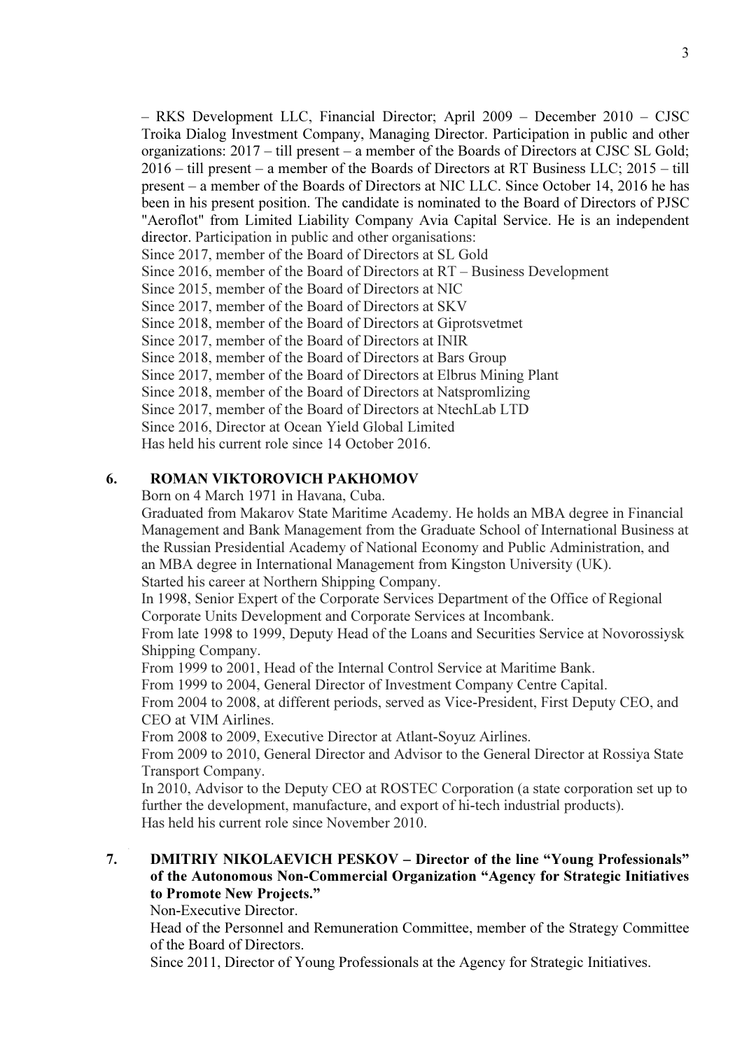– RKS Development LLC, Financial Director; April 2009 – December 2010 – CJSC Troika Dialog Investment Company, Managing Director. Participation in public and other organizations: 2017 – till present – a member of the Boards of Directors at CJSC SL Gold; 2016 – till present – a member of the Boards of Directors at RT Business LLC; 2015 – till present – a member of the Boards of Directors at NIC LLC. Since October 14, 2016 he has been in his present position. The candidate is nominated to the Board of Directors of PJSC "Aeroflot" from Limited Liability Company Avia Capital Service. He is an independent director. Participation in public and other organisations:

Since 2017, member of the Board of Directors at SL Gold
Since 2016, member of the Board of Directors at RT – Business Development
Since 2015, member of the Board of Directors at NIC
Since 2017, member of the Board of Directors at SKV
Since 2018, member of the Board of Directors at Giprotsvetmet
Since 2017, member of the Board of Directors at INIR
Since 2018, member of the Board of Directors at Bars Group
Since 2017, member of the Board of Directors at Elbrus Mining Plant
Since 2018, member of the Board of Directors at Natspromlizing
Since 2017, member of the Board of Directors at NtechLab LTD
Since 2016, Director at Ocean Yield Global Limited
Has held his current role since 14 October 2016.

**6. ROMAN VIKTOROVICH PAKHOMOV**

Born on 4 March 1971 in Havana, Cuba.

Graduated from Makarov State Maritime Academy. He holds an MBA degree in Financial Management and Bank Management from the Graduate School of International Business at the Russian Presidential Academy of National Economy and Public Administration, and an MBA degree in International Management from Kingston University (UK).

Started his career at Northern Shipping Company.

In 1998, Senior Expert of the Corporate Services Department of the Office of Regional Corporate Units Development and Corporate Services at Incombank.

From late 1998 to 1999, Deputy Head of the Loans and Securities Service at Novorossiysk Shipping Company.

From 1999 to 2001, Head of the Internal Control Service at Maritime Bank.

From 1999 to 2004, General Director of Investment Company Centre Capital.

From 2004 to 2008, at different periods, served as Vice-President, First Deputy CEO, and CEO at VIM Airlines.

From 2008 to 2009, Executive Director at Atlant-Soyuz Airlines.

From 2009 to 2010, General Director and Advisor to the General Director at Rossiya State Transport Company.

In 2010, Advisor to the Deputy CEO at ROSTEC Corporation (a state corporation set up to further the development, manufacture, and export of hi-tech industrial products).

Has held his current role since November 2010.

**7. DMITRIY NIKOLAEVICH PESKOV – Director of the line "Young Professionals" of the Autonomous Non-Commercial Organization "Agency for Strategic Initiatives to Promote New Projects."**

Non-Executive Director.

Head of the Personnel and Remuneration Committee, member of the Strategy Committee of the Board of Directors.

Since 2011, Director of Young Professionals at the Agency for Strategic Initiatives.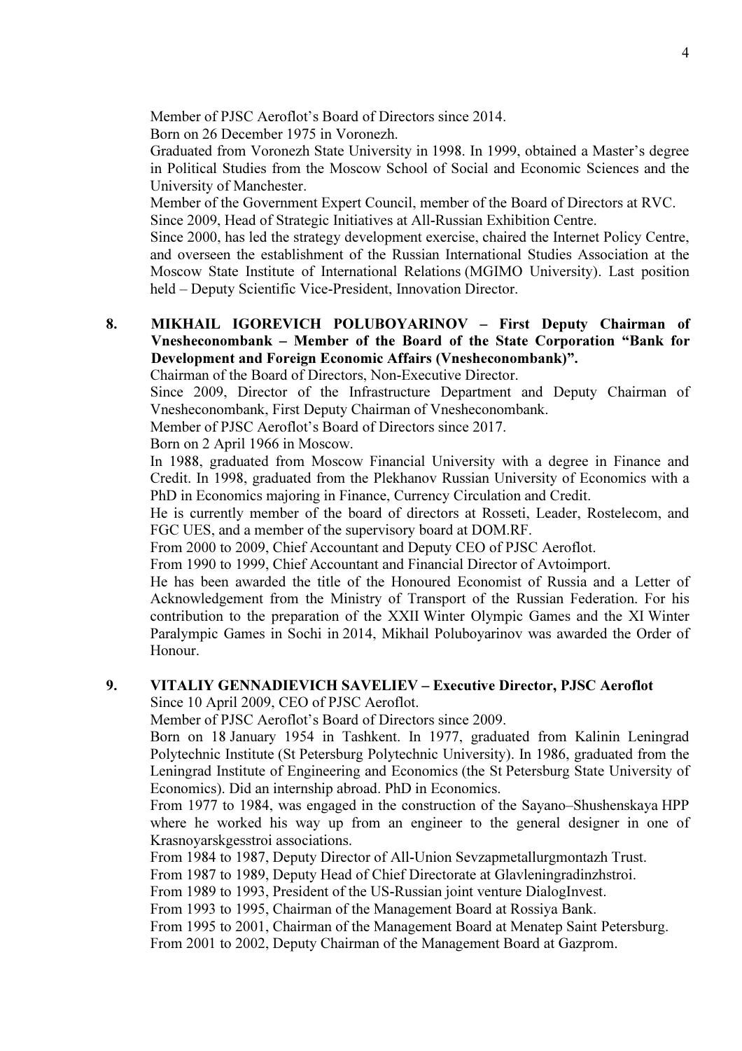Member of PJSC Aeroflot's Board of Directors since 2014.

Born on 26 December 1975 in Voronezh.

Graduated from Voronezh State University in 1998. In 1999, obtained a Master's degree in Political Studies from the Moscow School of Social and Economic Sciences and the University of Manchester.

Member of the Government Expert Council, member of the Board of Directors at RVC.

Since 2009, Head of Strategic Initiatives at All-Russian Exhibition Centre.

Since 2000, has led the strategy development exercise, chaired the Internet Policy Centre, and overseen the establishment of the Russian International Studies Association at the Moscow State Institute of International Relations (MGIMO University). Last position held – Deputy Scientific Vice-President, Innovation Director.

8. **MIKHAIL IGOREVICH POLUBOYARINOV – First Deputy Chairman of Vnesheconombank – Member of the Board of the State Corporation "Bank for Development and Foreign Economic Affairs (Vnesheconombank)".**

Chairman of the Board of Directors, Non-Executive Director.

Since 2009, Director of the Infrastructure Department and Deputy Chairman of Vnesheconombank, First Deputy Chairman of Vnesheconombank.

Member of PJSC Aeroflot's Board of Directors since 2017.

Born on 2 April 1966 in Moscow.

In 1988, graduated from Moscow Financial University with a degree in Finance and Credit. In 1998, graduated from the Plekhanov Russian University of Economics with a PhD in Economics majoring in Finance, Currency Circulation and Credit.

He is currently member of the board of directors at Rosseti, Leader, Rostelecom, and FGC UES, and a member of the supervisory board at DOM.RF.

From 2000 to 2009, Chief Accountant and Deputy CEO of PJSC Aeroflot.

From 1990 to 1999, Chief Accountant and Financial Director of Avtoimport.

He has been awarded the title of the Honoured Economist of Russia and a Letter of Acknowledgement from the Ministry of Transport of the Russian Federation. For his contribution to the preparation of the XXII Winter Olympic Games and the XI Winter Paralympic Games in Sochi in 2014, Mikhail Poluboyarinov was awarded the Order of Honour.

9. **VITALIY GENNADIEVICH SAVELIEV – Executive Director, PJSC Aeroflot**

Since 10 April 2009, CEO of PJSC Aeroflot.

Member of PJSC Aeroflot's Board of Directors since 2009.

Born on 18 January 1954 in Tashkent. In 1977, graduated from Kalinin Leningrad Polytechnic Institute (St Petersburg Polytechnic University). In 1986, graduated from the Leningrad Institute of Engineering and Economics (the St Petersburg State University of Economics). Did an internship abroad. PhD in Economics.

From 1977 to 1984, was engaged in the construction of the Sayano–Shushenskaya HPP where he worked his way up from an engineer to the general designer in one of Krasnoyarskgesstroi associations.

From 1984 to 1987, Deputy Director of All-Union Sevzapmetallurgmontazh Trust.

From 1987 to 1989, Deputy Head of Chief Directorate at Glavleningradinzhstroi.

From 1989 to 1993, President of the US-Russian joint venture DialogInvest.

From 1993 to 1995, Chairman of the Management Board at Rossiya Bank.

From 1995 to 2001, Chairman of the Management Board at Menatep Saint Petersburg.

From 2001 to 2002, Deputy Chairman of the Management Board at Gazprom.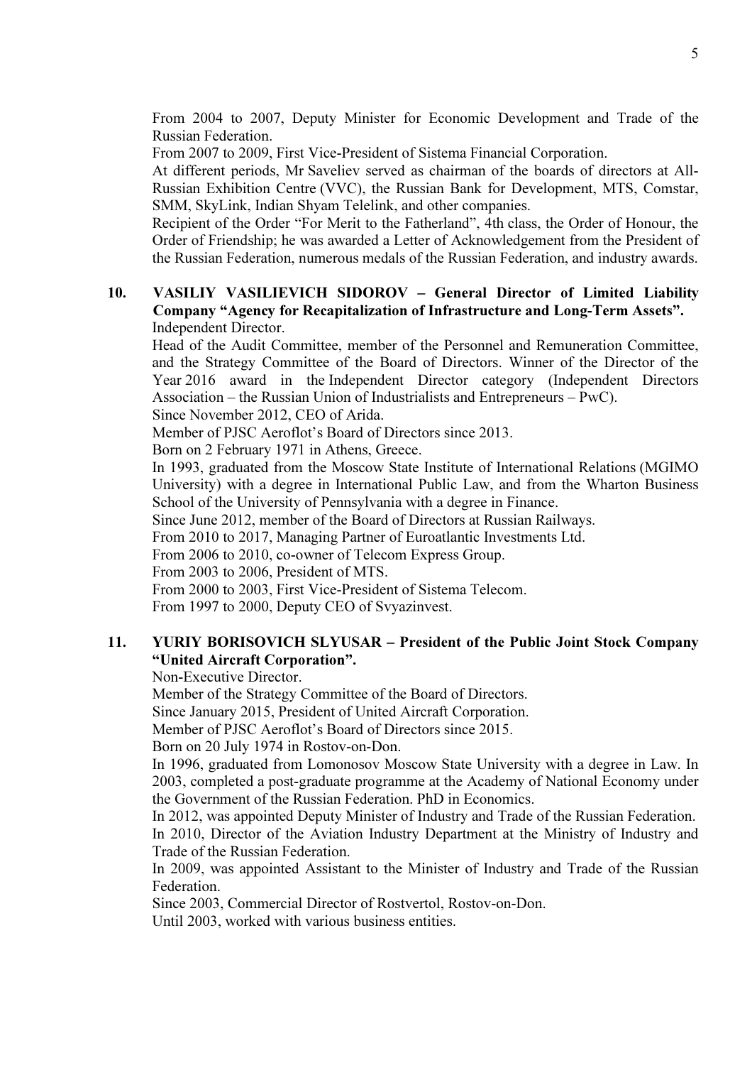From 2004 to 2007, Deputy Minister for Economic Development and Trade of the Russian Federation.

From 2007 to 2009, First Vice-President of Sistema Financial Corporation.

At different periods, Mr Saveliev served as chairman of the boards of directors at All-Russian Exhibition Centre (VVC), the Russian Bank for Development, MTS, Comstar, SMM, SkyLink, Indian Shyam Telelink, and other companies.

Recipient of the Order "For Merit to the Fatherland", 4th class, the Order of Honour, the Order of Friendship; he was awarded a Letter of Acknowledgement from the President of the Russian Federation, numerous medals of the Russian Federation, and industry awards.

10. **VASILIY VASILIEVICH SIDOROV – General Director of Limited Liability Company "Agency for Recapitalization of Infrastructure and Long-Term Assets".**

Independent Director.

Head of the Audit Committee, member of the Personnel and Remuneration Committee, and the Strategy Committee of the Board of Directors. Winner of the Director of the Year 2016 award in the Independent Director category (Independent Directors Association – the Russian Union of Industrialists and Entrepreneurs – PwC).

Since November 2012, CEO of Arida.

Member of PJSC Aeroflot's Board of Directors since 2013.

Born on 2 February 1971 in Athens, Greece.

In 1993, graduated from the Moscow State Institute of International Relations (MGIMO University) with a degree in International Public Law, and from the Wharton Business School of the University of Pennsylvania with a degree in Finance.

Since June 2012, member of the Board of Directors at Russian Railways.

From 2010 to 2017, Managing Partner of Euroatlantic Investments Ltd.

From 2006 to 2010, co-owner of Telecom Express Group.

From 2003 to 2006, President of MTS.

From 2000 to 2003, First Vice-President of Sistema Telecom.

From 1997 to 2000, Deputy CEO of Svyazinvest.

11. **YURIY BORISOVICH SLYUSAR – President of the Public Joint Stock Company "United Aircraft Corporation".**

Non-Executive Director.

Member of the Strategy Committee of the Board of Directors.

Since January 2015, President of United Aircraft Corporation.

Member of PJSC Aeroflot's Board of Directors since 2015.

Born on 20 July 1974 in Rostov-on-Don.

In 1996, graduated from Lomonosov Moscow State University with a degree in Law. In 2003, completed a post-graduate programme at the Academy of National Economy under the Government of the Russian Federation. PhD in Economics.

In 2012, was appointed Deputy Minister of Industry and Trade of the Russian Federation.

In 2010, Director of the Aviation Industry Department at the Ministry of Industry and Trade of the Russian Federation.

In 2009, was appointed Assistant to the Minister of Industry and Trade of the Russian Federation.

Since 2003, Commercial Director of Rostvertol, Rostov-on-Don.

Until 2003, worked with various business entities.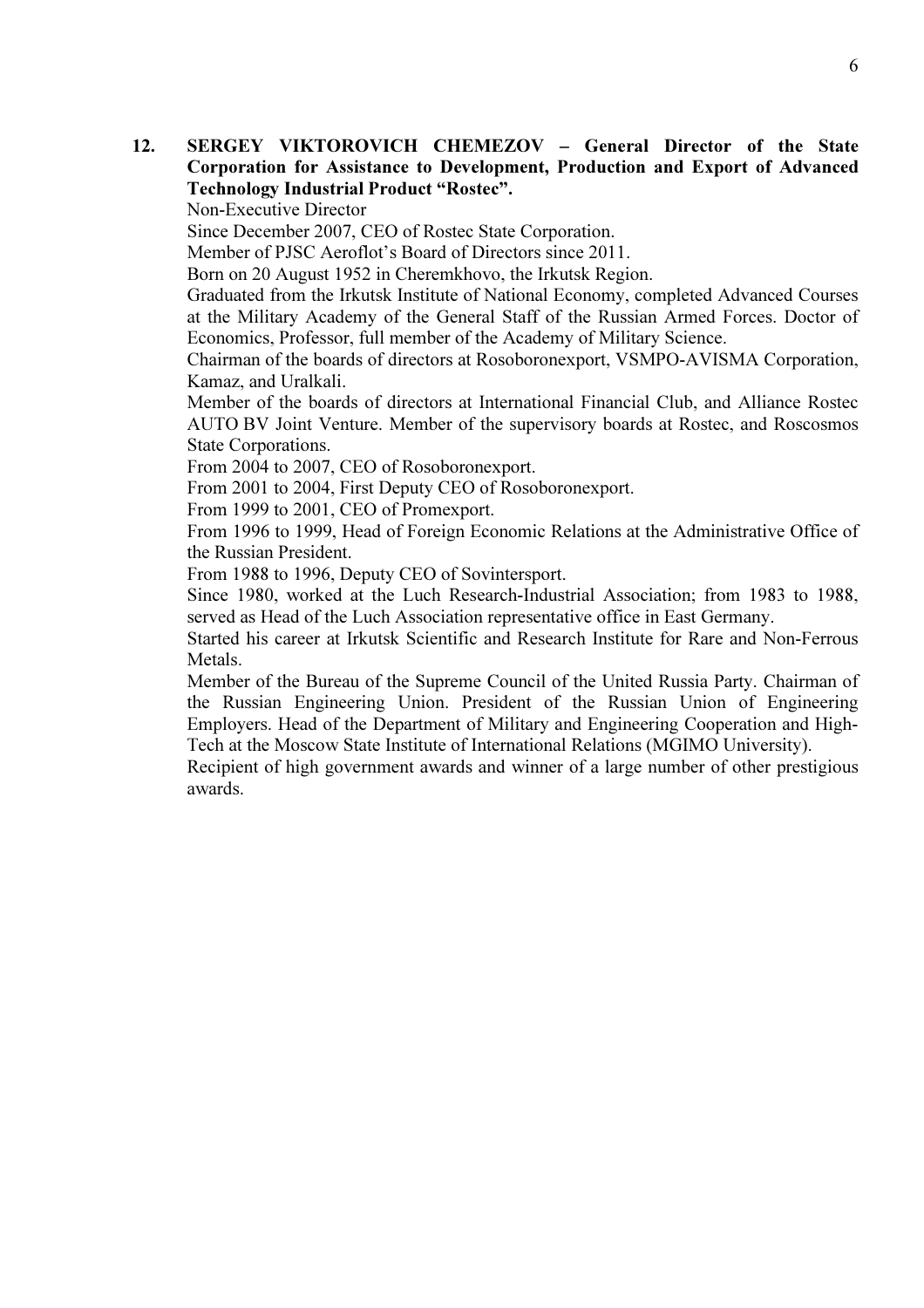12. **SERGEY VIKTOROVICH CHEMEZOV – General Director of the State Corporation for Assistance to Development, Production and Export of Advanced Technology Industrial Product "Rostec".**
    Non-Executive Director
    Since December 2007, CEO of Rostec State Corporation.
    Member of PJSC Aeroflot's Board of Directors since 2011.
    Born on 20 August 1952 in Cheremkhovo, the Irkutsk Region.
    Graduated from the Irkutsk Institute of National Economy, completed Advanced Courses at the Military Academy of the General Staff of the Russian Armed Forces. Doctor of Economics, Professor, full member of the Academy of Military Science.
    Chairman of the boards of directors at Rosoboronexport, VSMPO-AVISMA Corporation, Kamaz, and Uralkali.
    Member of the boards of directors at International Financial Club, and Alliance Rostec AUTO BV Joint Venture. Member of the supervisory boards at Rostec, and Roscosmos State Corporations.
    From 2004 to 2007, CEO of Rosoboronexport.
    From 2001 to 2004, First Deputy CEO of Rosoboronexport.
    From 1999 to 2001, CEO of Promexport.
    From 1996 to 1999, Head of Foreign Economic Relations at the Administrative Office of the Russian President.
    From 1988 to 1996, Deputy CEO of Sovintersport.
    Since 1980, worked at the Luch Research-Industrial Association; from 1983 to 1988, served as Head of the Luch Association representative office in East Germany.
    Started his career at Irkutsk Scientific and Research Institute for Rare and Non-Ferrous Metals.
    Member of the Bureau of the Supreme Council of the United Russia Party. Chairman of the Russian Engineering Union. President of the Russian Union of Engineering Employers. Head of the Department of Military and Engineering Cooperation and High-Tech at the Moscow State Institute of International Relations (MGIMO University).
    Recipient of high government awards and winner of a large number of other prestigious awards.